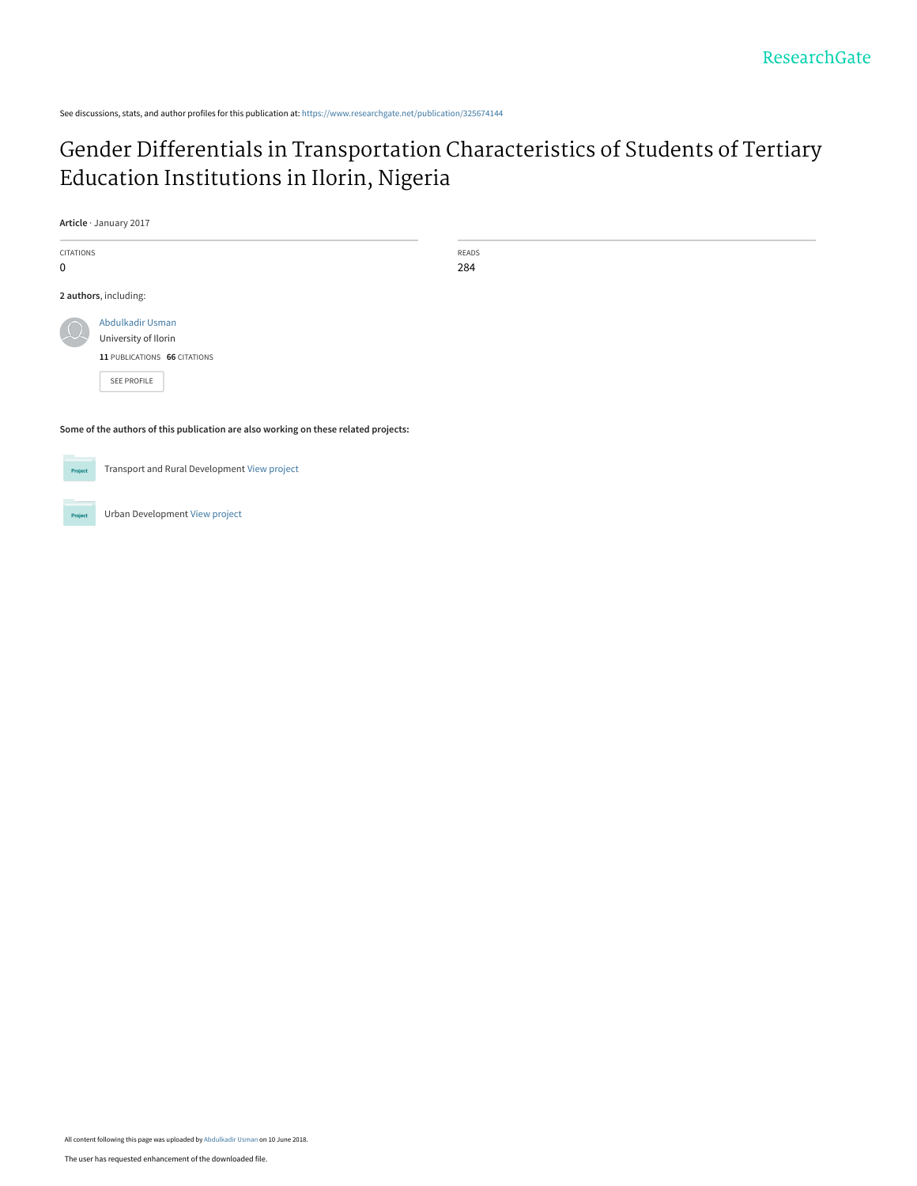See discussions, stats, and author profiles for this publication at: https://www.researchgate.net/publication/325674144

# Gender Differentials in Transportation Characteristics of Students of Tertiary Education Institutions in Ilorin, Nigeria

**Article** · January 2017

| CITATIONS | READS |
|---|---|
| 0 | 284 |

**2 authors**, including:

Abdulkadir Usman
University of Ilorin
**11** PUBLICATIONS **66** CITATIONS

SEE PROFILE

**Some of the authors of this publication are also working on these related projects:**

Transport and Rural Development View project

Urban Development View project

All content following this page was uploaded by Abdulkadir Usman on 10 June 2018.

The user has requested enhancement of the downloaded file.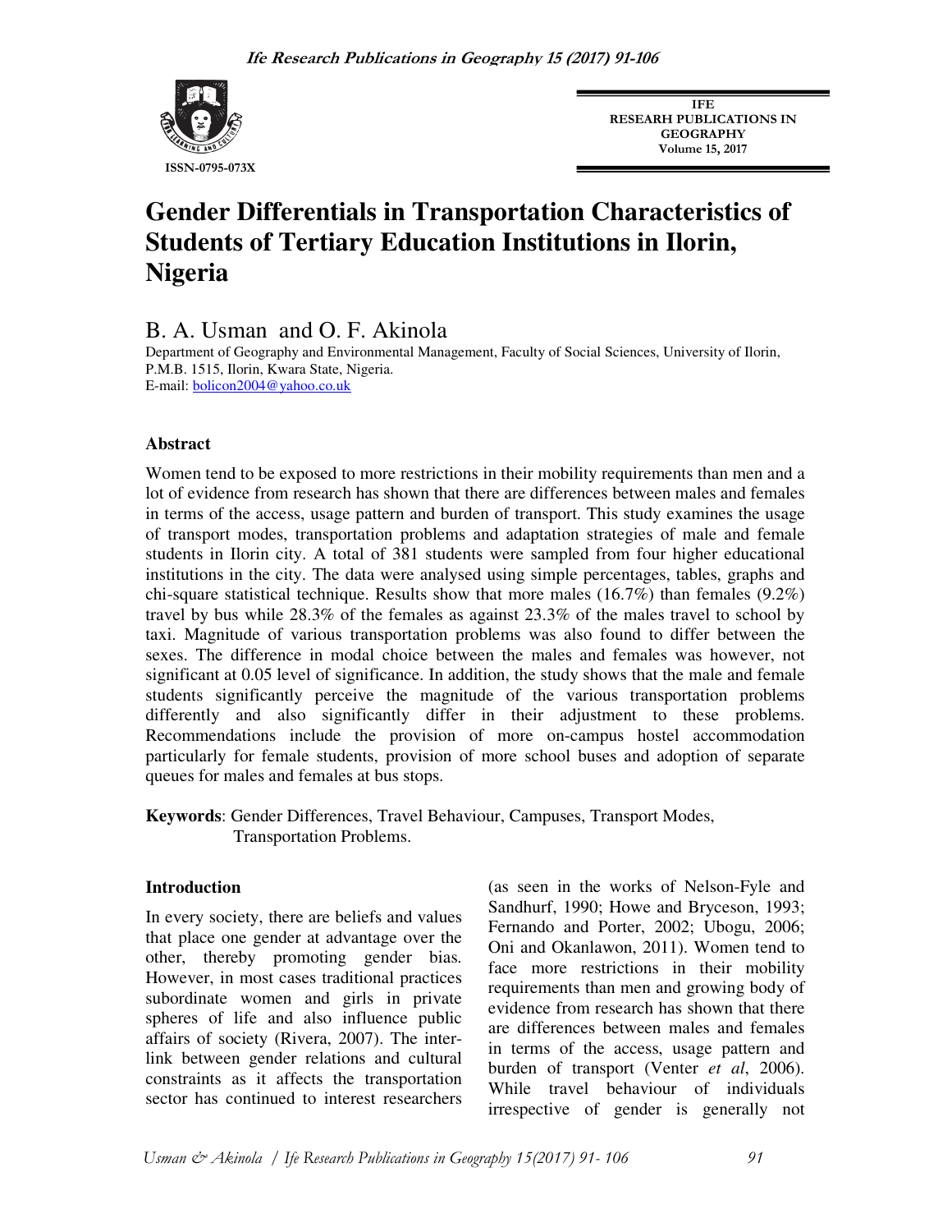# Gender Differentials in Transportation Characteristics of Students of Tertiary Education Institutions in Ilorin, Nigeria

## B. A. Usman and O. F. Akinola

Department of Geography and Environmental Management, Faculty of Social Sciences, University of Ilorin, P.M.B. 1515, Ilorin, Kwara State, Nigeria.
E-mail: bolicon2004@yahoo.co.uk

### Abstract

Women tend to be exposed to more restrictions in their mobility requirements than men and a lot of evidence from research has shown that there are differences between males and females in terms of the access, usage pattern and burden of transport. This study examines the usage of transport modes, transportation problems and adaptation strategies of male and female students in Ilorin city. A total of 381 students were sampled from four higher educational institutions in the city. The data were analysed using simple percentages, tables, graphs and chi-square statistical technique. Results show that more males (16.7%) than females (9.2%) travel by bus while 28.3% of the females as against 23.3% of the males travel to school by taxi. Magnitude of various transportation problems was also found to differ between the sexes. The difference in modal choice between the males and females was however, not significant at 0.05 level of significance. In addition, the study shows that the male and female students significantly perceive the magnitude of the various transportation problems differently and also significantly differ in their adjustment to these problems. Recommendations include the provision of more on-campus hostel accommodation particularly for female students, provision of more school buses and adoption of separate queues for males and females at bus stops.

**Keywords**: Gender Differences, Travel Behaviour, Campuses, Transport Modes, Transportation Problems.

### Introduction

In every society, there are beliefs and values that place one gender at advantage over the other, thereby promoting gender bias. However, in most cases traditional practices subordinate women and girls in private spheres of life and also influence public affairs of society (Rivera, 2007). The inter-link between gender relations and cultural constraints as it affects the transportation sector has continued to interest researchers (as seen in the works of Nelson-Fyle and Sandhurf, 1990; Howe and Bryceson, 1993; Fernando and Porter, 2002; Ubogu, 2006; Oni and Okanlawon, 2011). Women tend to face more restrictions in their mobility requirements than men and growing body of evidence from research has shown that there are differences between males and females in terms of the access, usage pattern and burden of transport (Venter *et al*, 2006). While travel behaviour of individuals irrespective of gender is generally not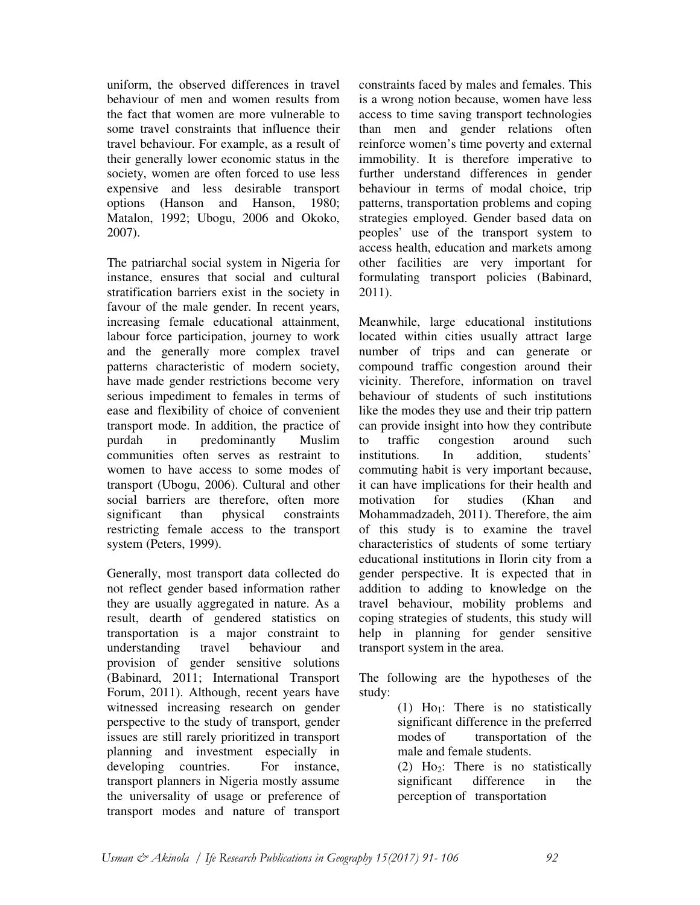uniform, the observed differences in travel behaviour of men and women results from the fact that women are more vulnerable to some travel constraints that influence their travel behaviour. For example, as a result of their generally lower economic status in the society, women are often forced to use less expensive and less desirable transport options (Hanson and Hanson, 1980; Matalon, 1992; Ubogu, 2006 and Okoko, 2007).

The patriarchal social system in Nigeria for instance, ensures that social and cultural stratification barriers exist in the society in favour of the male gender. In recent years, increasing female educational attainment, labour force participation, journey to work and the generally more complex travel patterns characteristic of modern society, have made gender restrictions become very serious impediment to females in terms of ease and flexibility of choice of convenient transport mode. In addition, the practice of purdah in predominantly Muslim communities often serves as restraint to women to have access to some modes of transport (Ubogu, 2006). Cultural and other social barriers are therefore, often more significant than physical constraints restricting female access to the transport system (Peters, 1999).

Generally, most transport data collected do not reflect gender based information rather they are usually aggregated in nature. As a result, dearth of gendered statistics on transportation is a major constraint to understanding travel behaviour and provision of gender sensitive solutions (Babinard, 2011; International Transport Forum, 2011). Although, recent years have witnessed increasing research on gender perspective to the study of transport, gender issues are still rarely prioritized in transport planning and investment especially in developing countries. For instance, transport planners in Nigeria mostly assume the universality of usage or preference of transport modes and nature of transport constraints faced by males and females. This is a wrong notion because, women have less access to time saving transport technologies than men and gender relations often reinforce women's time poverty and external immobility. It is therefore imperative to further understand differences in gender behaviour in terms of modal choice, trip patterns, transportation problems and coping strategies employed. Gender based data on peoples' use of the transport system to access health, education and markets among other facilities are very important for formulating transport policies (Babinard, 2011).

Meanwhile, large educational institutions located within cities usually attract large number of trips and can generate or compound traffic congestion around their vicinity. Therefore, information on travel behaviour of students of such institutions like the modes they use and their trip pattern can provide insight into how they contribute to traffic congestion around such institutions. In addition, students' commuting habit is very important because, it can have implications for their health and motivation for studies (Khan and Mohammadzadeh, 2011). Therefore, the aim of this study is to examine the travel characteristics of students of some tertiary educational institutions in Ilorin city from a gender perspective. It is expected that in addition to adding to knowledge on the travel behaviour, mobility problems and coping strategies of students, this study will help in planning for gender sensitive transport system in the area.

The following are the hypotheses of the study:

(1) $Ho_1$: There is no statistically significant difference in the preferred modes of transportation of the male and female students.

(2) $Ho_2$: There is no statistically significant difference in the perception of transportation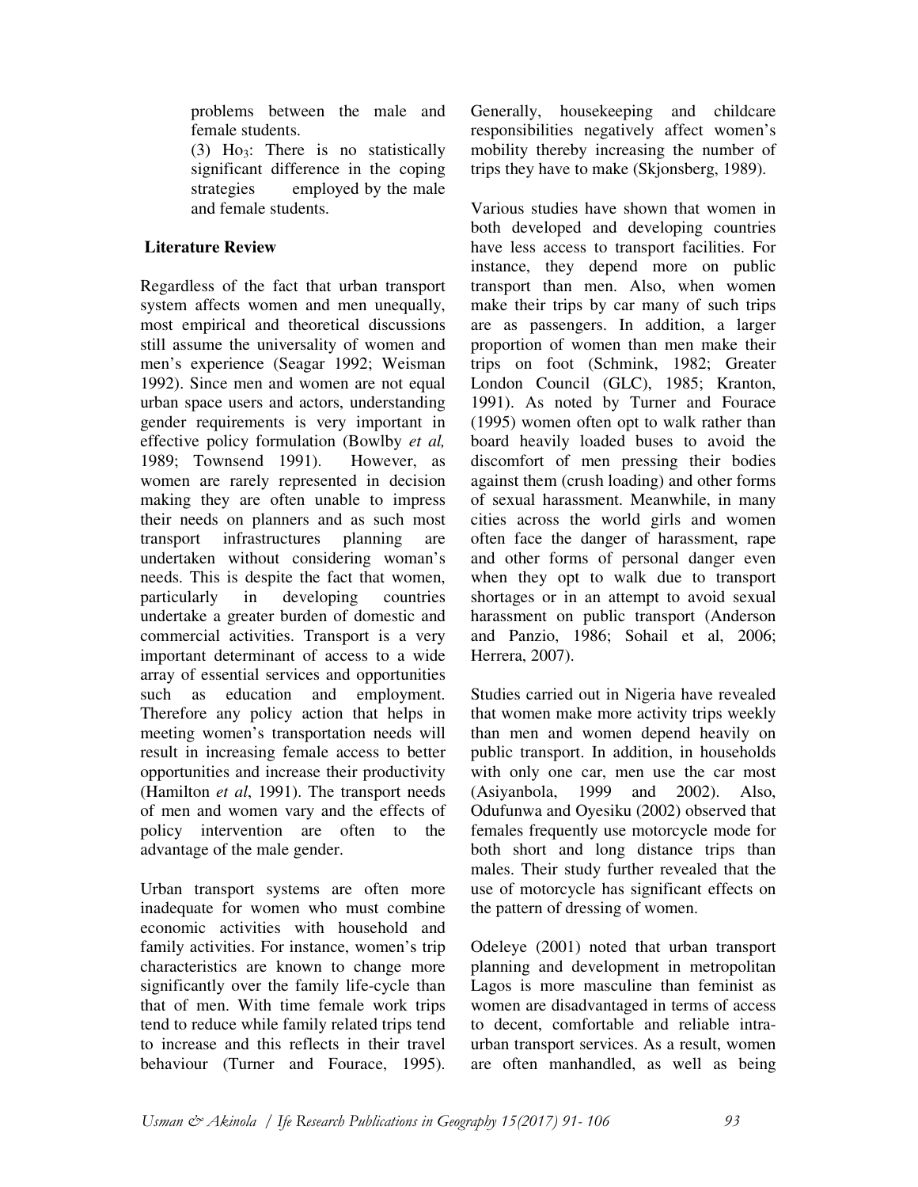problems between the male and female students.

(3) $Ho_3$: There is no statistically significant difference in the coping strategies employed by the male and female students.

## Literature Review

Regardless of the fact that urban transport system affects women and men unequally, most empirical and theoretical discussions still assume the universality of women and men's experience (Seagar 1992; Weisman 1992). Since men and women are not equal urban space users and actors, understanding gender requirements is very important in effective policy formulation (Bowlby *et al,* 1989; Townsend 1991). However, as women are rarely represented in decision making they are often unable to impress their needs on planners and as such most transport infrastructures planning are undertaken without considering woman's needs. This is despite the fact that women, particularly in developing countries undertake a greater burden of domestic and commercial activities. Transport is a very important determinant of access to a wide array of essential services and opportunities such as education and employment. Therefore any policy action that helps in meeting women's transportation needs will result in increasing female access to better opportunities and increase their productivity (Hamilton *et al*, 1991). The transport needs of men and women vary and the effects of policy intervention are often to the advantage of the male gender.

Urban transport systems are often more inadequate for women who must combine economic activities with household and family activities. For instance, women's trip characteristics are known to change more significantly over the family life-cycle than that of men. With time female work trips tend to reduce while family related trips tend to increase and this reflects in their travel behaviour (Turner and Fourace, 1995). Generally, housekeeping and childcare responsibilities negatively affect women's mobility thereby increasing the number of trips they have to make (Skjonsberg, 1989).

Various studies have shown that women in both developed and developing countries have less access to transport facilities. For instance, they depend more on public transport than men. Also, when women make their trips by car many of such trips are as passengers. In addition, a larger proportion of women than men make their trips on foot (Schmink, 1982; Greater London Council (GLC), 1985; Kranton, 1991). As noted by Turner and Fourace (1995) women often opt to walk rather than board heavily loaded buses to avoid the discomfort of men pressing their bodies against them (crush loading) and other forms of sexual harassment. Meanwhile, in many cities across the world girls and women often face the danger of harassment, rape and other forms of personal danger even when they opt to walk due to transport shortages or in an attempt to avoid sexual harassment on public transport (Anderson and Panzio, 1986; Sohail et al, 2006; Herrera, 2007).

Studies carried out in Nigeria have revealed that women make more activity trips weekly than men and women depend heavily on public transport. In addition, in households with only one car, men use the car most (Asiyanbola, 1999 and 2002). Also, Odufunwa and Oyesiku (2002) observed that females frequently use motorcycle mode for both short and long distance trips than males. Their study further revealed that the use of motorcycle has significant effects on the pattern of dressing of women.

Odeleye (2001) noted that urban transport planning and development in metropolitan Lagos is more masculine than feminist as women are disadvantaged in terms of access to decent, comfortable and reliable intra-urban transport services. As a result, women are often manhandled, as well as being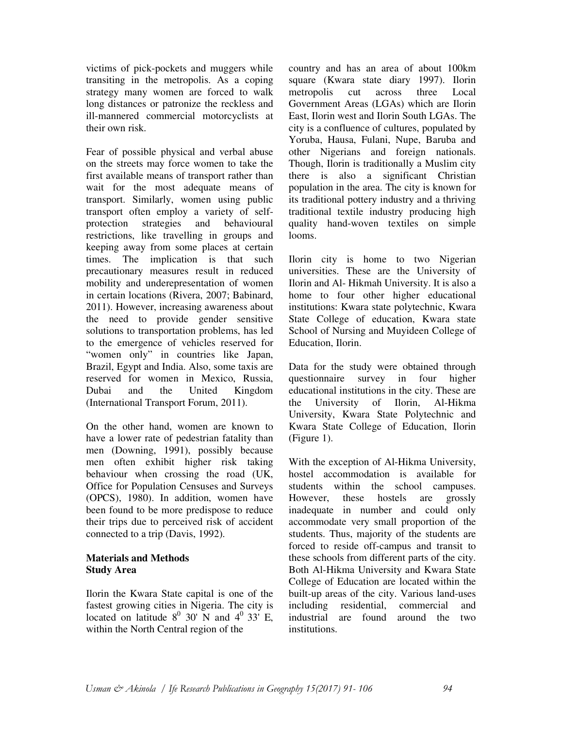victims of pick-pockets and muggers while transiting in the metropolis. As a coping strategy many women are forced to walk long distances or patronize the reckless and ill-mannered commercial motorcyclists at their own risk.

Fear of possible physical and verbal abuse on the streets may force women to take the first available means of transport rather than wait for the most adequate means of transport. Similarly, women using public transport often employ a variety of self-protection strategies and behavioural restrictions, like travelling in groups and keeping away from some places at certain times. The implication is that such precautionary measures result in reduced mobility and underepresentation of women in certain locations (Rivera, 2007; Babinard, 2011). However, increasing awareness about the need to provide gender sensitive solutions to transportation problems, has led to the emergence of vehicles reserved for "women only" in countries like Japan, Brazil, Egypt and India. Also, some taxis are reserved for women in Mexico, Russia, Dubai and the United Kingdom (International Transport Forum, 2011).

On the other hand, women are known to have a lower rate of pedestrian fatality than men (Downing, 1991), possibly because men often exhibit higher risk taking behaviour when crossing the road (UK, Office for Population Censuses and Surveys (OPCS), 1980). In addition, women have been found to be more predispose to reduce their trips due to perceived risk of accident connected to a trip (Davis, 1992).

## Materials and Methods

### Study Area

Ilorin the Kwara State capital is one of the fastest growing cities in Nigeria. The city is located on latitude $8^0$ 30' N and $4^0$ 33' E, within the North Central region of the country and has an area of about 100km square (Kwara state diary 1997). Ilorin metropolis cut across three Local Government Areas (LGAs) which are Ilorin East, Ilorin west and Ilorin South LGAs. The city is a confluence of cultures, populated by Yoruba, Hausa, Fulani, Nupe, Baruba and other Nigerians and foreign nationals. Though, Ilorin is traditionally a Muslim city there is also a significant Christian population in the area. The city is known for its traditional pottery industry and a thriving traditional textile industry producing high quality hand-woven textiles on simple looms.

Ilorin city is home to two Nigerian universities. These are the University of Ilorin and Al- Hikmah University. It is also a home to four other higher educational institutions: Kwara state polytechnic, Kwara State College of education, Kwara state School of Nursing and Muyideen College of Education, Ilorin.

Data for the study were obtained through questionnaire survey in four higher educational institutions in the city. These are the University of Ilorin, Al-Hikma University, Kwara State Polytechnic and Kwara State College of Education, Ilorin (Figure 1).

With the exception of Al-Hikma University, hostel accommodation is available for students within the school campuses. However, these hostels are grossly inadequate in number and could only accommodate very small proportion of the students. Thus, majority of the students are forced to reside off-campus and transit to these schools from different parts of the city. Both Al-Hikma University and Kwara State College of Education are located within the built-up areas of the city. Various land-uses including residential, commercial and industrial are found around the two institutions.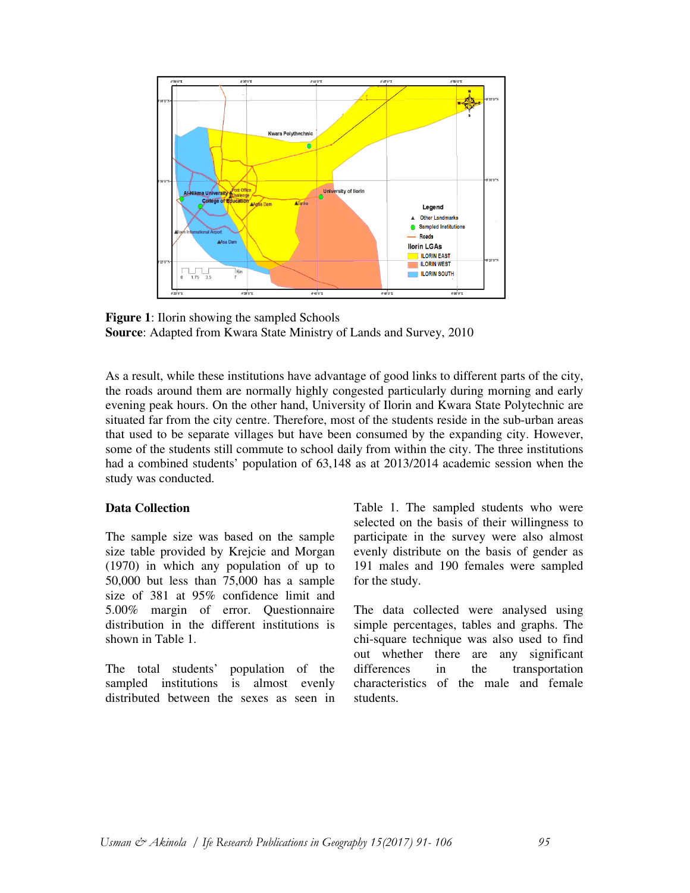**Figure 1**: Ilorin showing the sampled Schools
**Source**: Adapted from Kwara State Ministry of Lands and Survey, 2010

As a result, while these institutions have advantage of good links to different parts of the city, the roads around them are normally highly congested particularly during morning and early evening peak hours. On the other hand, University of Ilorin and Kwara State Polytechnic are situated far from the city centre. Therefore, most of the students reside in the sub-urban areas that used to be separate villages but have been consumed by the expanding city. However, some of the students still commute to school daily from within the city. The three institutions had a combined students' population of 63,148 as at 2013/2014 academic session when the study was conducted.

**Data Collection**

The sample size was based on the sample size table provided by Krejcie and Morgan (1970) in which any population of up to 50,000 but less than 75,000 has a sample size of 381 at 95% confidence limit and 5.00% margin of error. Questionnaire distribution in the different institutions is shown in Table 1.

The total students' population of the sampled institutions is almost evenly distributed between the sexes as seen in Table 1. The sampled students who were selected on the basis of their willingness to participate in the survey were also almost evenly distribute on the basis of gender as 191 males and 190 females were sampled for the study.

The data collected were analysed using simple percentages, tables and graphs. The chi-square technique was also used to find out whether there are any significant differences in the transportation characteristics of the male and female students.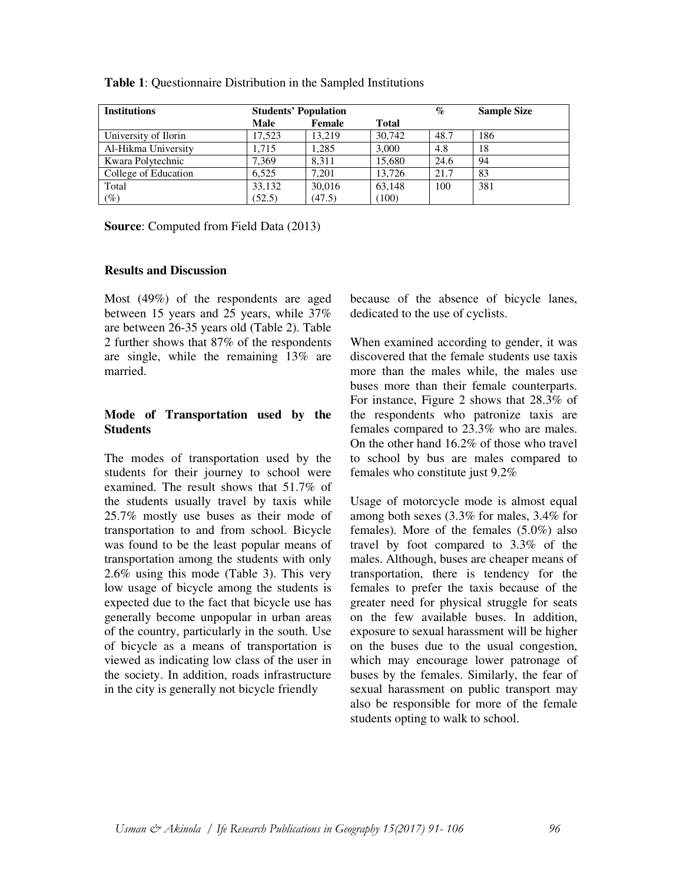**Table 1**: Questionnaire Distribution in the Sampled Institutions

| Institutions | Students' Population | | | % | Sample Size |
|---|---|---|---|---|---|
| | Male | Female | Total | | |
| University of Ilorin | 17,523 | 13,219 | 30,742 | 48.7 | 186 |
| Al-Hikma University | 1,715 | 1,285 | 3,000 | 4.8 | 18 |
| Kwara Polytechnic | 7,369 | 8,311 | 15,680 | 24.6 | 94 |
| College of Education | 6,525 | 7,201 | 13,726 | 21.7 | 83 |
| Total (%) | 33,132 (52.5) | 30,016 (47.5) | 63,148 (100) | 100 | 381 |

**Source**: Computed from Field Data (2013)

## Results and Discussion

Most (49%) of the respondents are aged between 15 years and 25 years, while 37% are between 26-35 years old (Table 2). Table 2 further shows that 87% of the respondents are single, while the remaining 13% are married.

### Mode of Transportation used by the Students

The modes of transportation used by the students for their journey to school were examined. The result shows that 51.7% of the students usually travel by taxis while 25.7% mostly use buses as their mode of transportation to and from school. Bicycle was found to be the least popular means of transportation among the students with only 2.6% using this mode (Table 3). This very low usage of bicycle among the students is expected due to the fact that bicycle use has generally become unpopular in urban areas of the country, particularly in the south. Use of bicycle as a means of transportation is viewed as indicating low class of the user in the society. In addition, roads infrastructure in the city is generally not bicycle friendly because of the absence of bicycle lanes, dedicated to the use of cyclists.

When examined according to gender, it was discovered that the female students use taxis more than the males while, the males use buses more than their female counterparts. For instance, Figure 2 shows that 28.3% of the respondents who patronize taxis are females compared to 23.3% who are males. On the other hand 16.2% of those who travel to school by bus are males compared to females who constitute just 9.2%

Usage of motorcycle mode is almost equal among both sexes (3.3% for males, 3.4% for females). More of the females (5.0%) also travel by foot compared to 3.3% of the males. Although, buses are cheaper means of transportation, there is tendency for the females to prefer the taxis because of the greater need for physical struggle for seats on the few available buses. In addition, exposure to sexual harassment will be higher on the buses due to the usual congestion, which may encourage lower patronage of buses by the females. Similarly, the fear of sexual harassment on public transport may also be responsible for more of the female students opting to walk to school.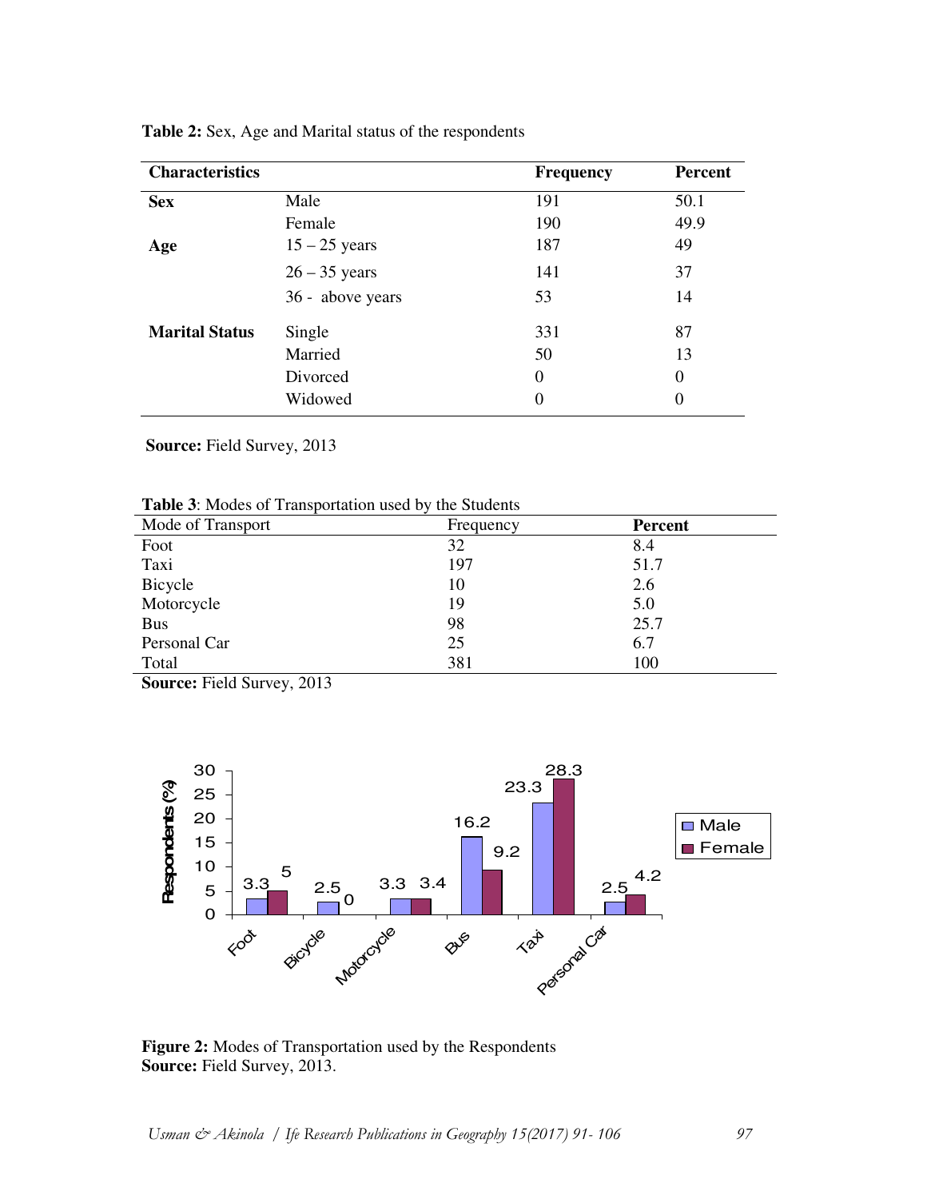**Table 2:** Sex, Age and Marital status of the respondents

| Characteristics | | Frequency | Percent |
|---|---|---|---|
| **Sex** | Male | 191 | 50.1 |
| | Female | 190 | 49.9 |
| **Age** | 15 – 25 years | 187 | 49 |
| | 26 – 35 years | 141 | 37 |
| | 36 - above years | 53 | 14 |
| **Marital Status** | Single | 331 | 87 |
| | Married | 50 | 13 |
| | Divorced | 0 | 0 |
| | Widowed | 0 | 0 |

**Source:** Field Survey, 2013

**Table 3**: Modes of Transportation used by the Students

| Mode of Transport | Frequency | **Percent** |
|---|---|---|
| Foot | 32 | 8.4 |
| Taxi | 197 | 51.7 |
| Bicycle | 10 | 2.6 |
| Motorcycle | 19 | 5.0 |
| Bus | 98 | 25.7 |
| Personal Car | 25 | 6.7 |
| Total | 381 | 100 |

**Source:** Field Survey, 2013

| Mode | Male (%) | Female (%) |
|---|---|---|
| Foot | 3.3 | 5 |
| Bicycle | 2.5 | 0 |
| Motorcycle | 3.3 | 3.4 |
| Bus | 16.2 | 9.2 |
| Taxi | 23.3 | 28.3 |
| Personal Car | 2.5 | 4.2 |

**Figure 2:** Modes of Transportation used by the Respondents
**Source:** Field Survey, 2013.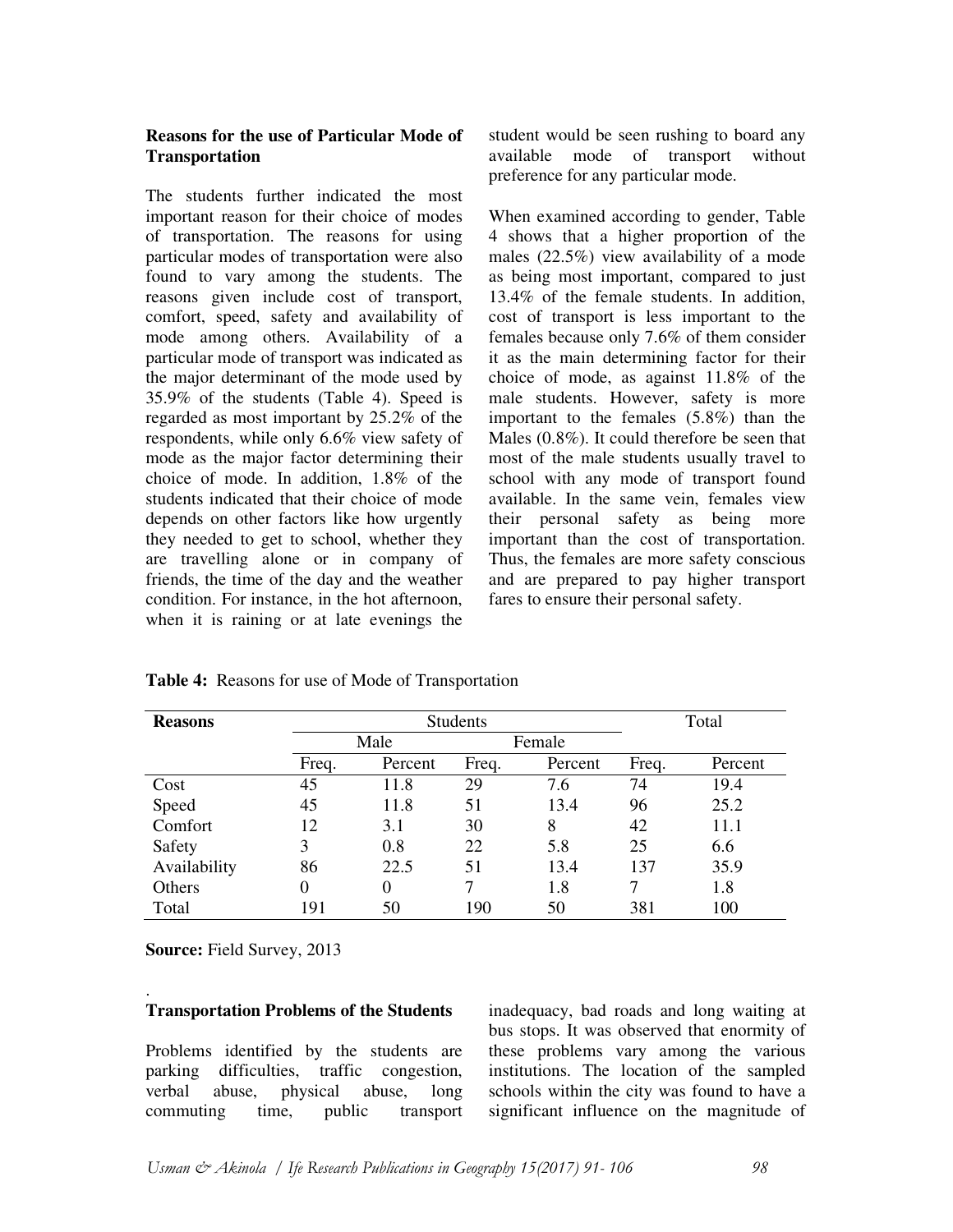### Reasons for the use of Particular Mode of Transportation

The students further indicated the most important reason for their choice of modes of transportation. The reasons for using particular modes of transportation were also found to vary among the students. The reasons given include cost of transport, comfort, speed, safety and availability of mode among others. Availability of a particular mode of transport was indicated as the major determinant of the mode used by 35.9% of the students (Table 4). Speed is regarded as most important by 25.2% of the respondents, while only 6.6% view safety of mode as the major factor determining their choice of mode. In addition, 1.8% of the students indicated that their choice of mode depends on other factors like how urgently they needed to get to school, whether they are travelling alone or in company of friends, the time of the day and the weather condition. For instance, in the hot afternoon, when it is raining or at late evenings the student would be seen rushing to board any available mode of transport without preference for any particular mode.

When examined according to gender, Table 4 shows that a higher proportion of the males (22.5%) view availability of a mode as being most important, compared to just 13.4% of the female students. In addition, cost of transport is less important to the females because only 7.6% of them consider it as the main determining factor for their choice of mode, as against 11.8% of the male students. However, safety is more important to the females (5.8%) than the Males (0.8%). It could therefore be seen that most of the male students usually travel to school with any mode of transport found available. In the same vein, females view their personal safety as being more important than the cost of transportation. Thus, the females are more safety conscious and are prepared to pay higher transport fares to ensure their personal safety.

**Table 4:** Reasons for use of Mode of Transportation

| Reasons | Students | | | | Total | |
|---|---|---|---|---|---|---|
| | Male | | Female | | | |
| | Freq. | Percent | Freq. | Percent | Freq. | Percent |
| Cost | 45 | 11.8 | 29 | 7.6 | 74 | 19.4 |
| Speed | 45 | 11.8 | 51 | 13.4 | 96 | 25.2 |
| Comfort | 12 | 3.1 | 30 | 8 | 42 | 11.1 |
| Safety | 3 | 0.8 | 22 | 5.8 | 25 | 6.6 |
| Availability | 86 | 22.5 | 51 | 13.4 | 137 | 35.9 |
| Others | 0 | 0 | 7 | 1.8 | 7 | 1.8 |
| Total | 191 | 50 | 190 | 50 | 381 | 100 |

**Source:** Field Survey, 2013

### Transportation Problems of the Students

Problems identified by the students are parking difficulties, traffic congestion, verbal abuse, physical abuse, long commuting time, public transport inadequacy, bad roads and long waiting at bus stops. It was observed that enormity of these problems vary among the various institutions. The location of the sampled schools within the city was found to have a significant influence on the magnitude of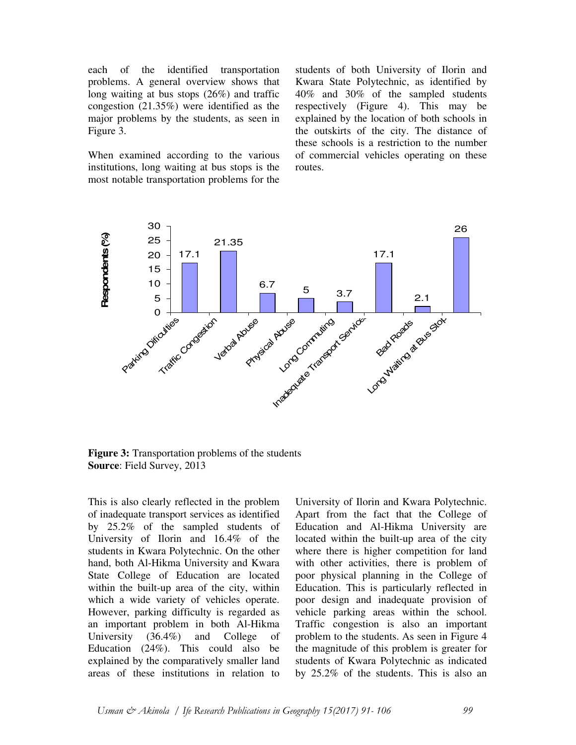each of the identified transportation problems. A general overview shows that long waiting at bus stops (26%) and traffic congestion (21.35%) were identified as the major problems by the students, as seen in Figure 3.

When examined according to the various institutions, long waiting at bus stops is the most notable transportation problems for the students of both University of Ilorin and Kwara State Polytechnic, as identified by 40% and 30% of the sampled students respectively (Figure 4). This may be explained by the location of both schools in the outskirts of the city. The distance of these schools is a restriction to the number of commercial vehicles operating on these routes.

**Figure 3:** Transportation problems of the students
**Source**: Field Survey, 2013

This is also clearly reflected in the problem of inadequate transport services as identified by 25.2% of the sampled students of University of Ilorin and 16.4% of the students in Kwara Polytechnic. On the other hand, both Al-Hikma University and Kwara State College of Education are located within the built-up area of the city, within which a wide variety of vehicles operate. However, parking difficulty is regarded as an important problem in both Al-Hikma University (36.4%) and College of Education (24%). This could also be explained by the comparatively smaller land areas of these institutions in relation to University of Ilorin and Kwara Polytechnic. Apart from the fact that the College of Education and Al-Hikma University are located within the built-up area of the city where there is higher competition for land with other activities, there is problem of poor physical planning in the College of Education. This is particularly reflected in poor design and inadequate provision of vehicle parking areas within the school. Traffic congestion is also an important problem to the students. As seen in Figure 4 the magnitude of this problem is greater for students of Kwara Polytechnic as indicated by 25.2% of the students. This is also an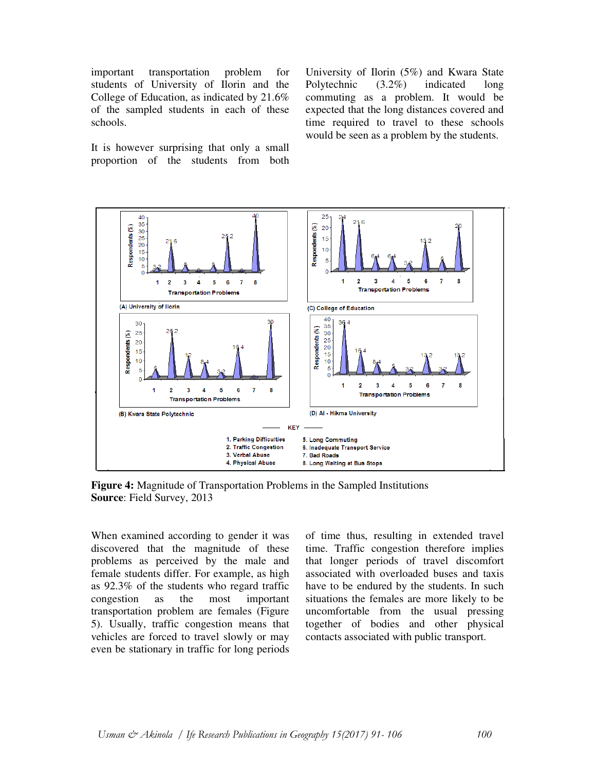important transportation problem for students of University of Ilorin and the College of Education, as indicated by 21.6% of the sampled students in each of these schools.

It is however surprising that only a small proportion of the students from both University of Ilorin (5%) and Kwara State Polytechnic (3.2%) indicated long commuting as a problem. It would be expected that the long distances covered and time required to travel to these schools would be seen as a problem by the students.

**Figure 4:** Magnitude of Transportation Problems in the Sampled Institutions
**Source**: Field Survey, 2013

When examined according to gender it was discovered that the magnitude of these problems as perceived by the male and female students differ. For example, as high as 92.3% of the students who regard traffic congestion as the most important transportation problem are females (Figure 5). Usually, traffic congestion means that vehicles are forced to travel slowly or may even be stationary in traffic for long periods of time thus, resulting in extended travel time. Traffic congestion therefore implies that longer periods of travel discomfort associated with overloaded buses and taxis have to be endured by the students. In such situations the females are more likely to be uncomfortable from the usual pressing together of bodies and other physical contacts associated with public transport.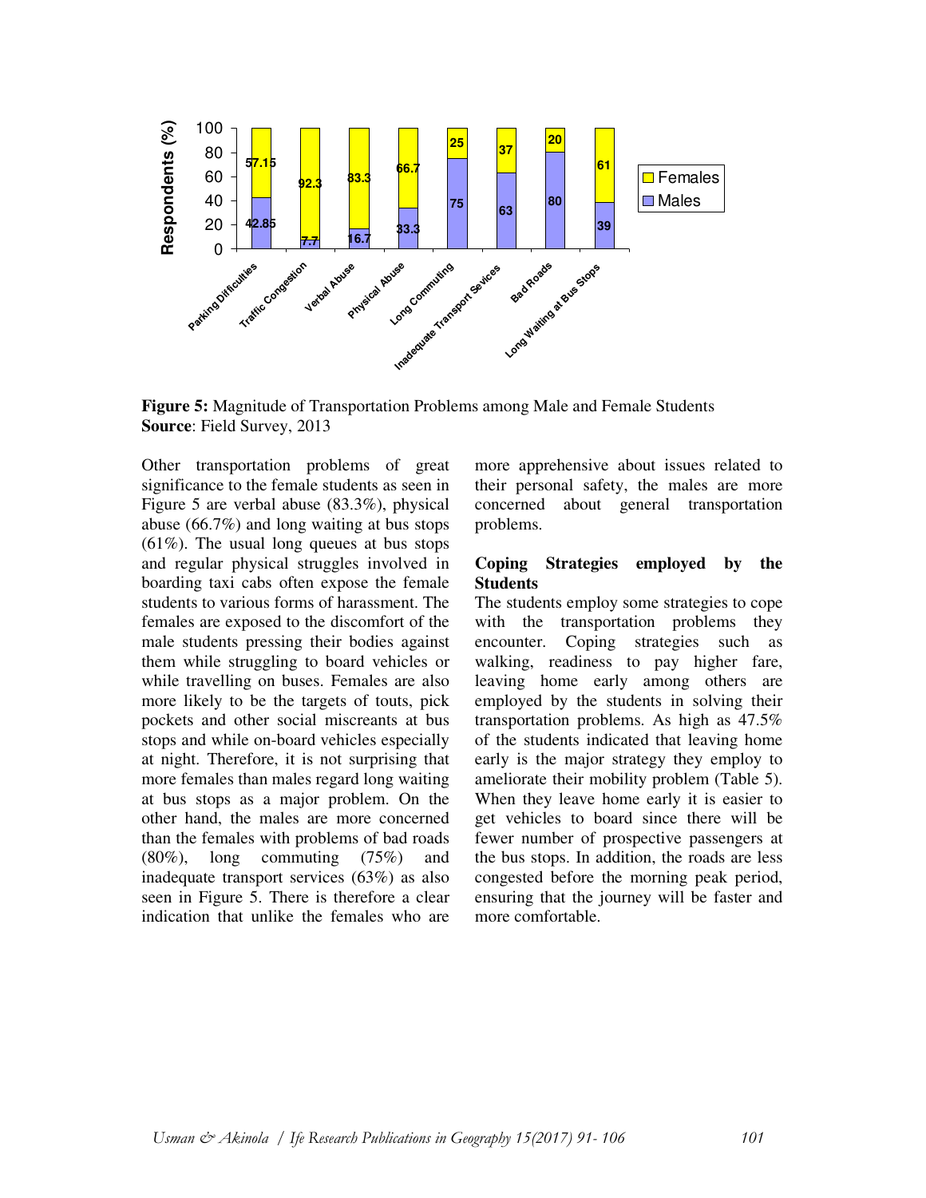**Figure 5:** Magnitude of Transportation Problems among Male and Female Students
**Source**: Field Survey, 2013

Other transportation problems of great significance to the female students as seen in Figure 5 are verbal abuse (83.3%), physical abuse (66.7%) and long waiting at bus stops (61%). The usual long queues at bus stops and regular physical struggles involved in boarding taxi cabs often expose the female students to various forms of harassment. The females are exposed to the discomfort of the male students pressing their bodies against them while struggling to board vehicles or while travelling on buses. Females are also more likely to be the targets of touts, pick pockets and other social miscreants at bus stops and while on-board vehicles especially at night. Therefore, it is not surprising that more females than males regard long waiting at bus stops as a major problem. On the other hand, the males are more concerned than the females with problems of bad roads (80%), long commuting (75%) and inadequate transport services (63%) as also seen in Figure 5. There is therefore a clear indication that unlike the females who are more apprehensive about issues related to their personal safety, the males are more concerned about general transportation problems.

## Coping Strategies employed by the Students

The students employ some strategies to cope with the transportation problems they encounter. Coping strategies such as walking, readiness to pay higher fare, leaving home early among others are employed by the students in solving their transportation problems. As high as 47.5% of the students indicated that leaving home early is the major strategy they employ to ameliorate their mobility problem (Table 5). When they leave home early it is easier to get vehicles to board since there will be fewer number of prospective passengers at the bus stops. In addition, the roads are less congested before the morning peak period, ensuring that the journey will be faster and more comfortable.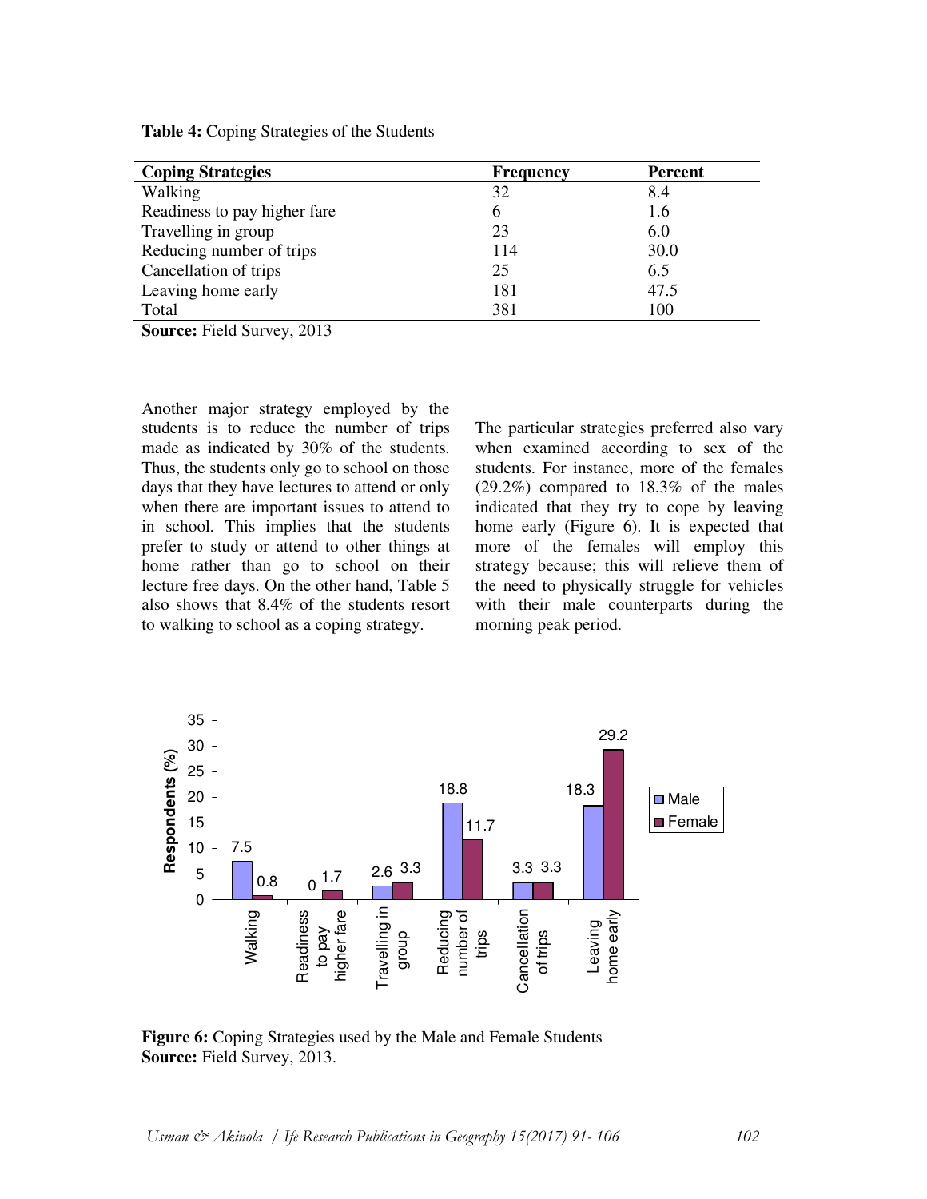**Table 4:** Coping Strategies of the Students

| Coping Strategies | Frequency | Percent |
|---|---|---|
| Walking | 32 | 8.4 |
| Readiness to pay higher fare | 6 | 1.6 |
| Travelling in group | 23 | 6.0 |
| Reducing number of trips | 114 | 30.0 |
| Cancellation of trips | 25 | 6.5 |
| Leaving home early | 181 | 47.5 |
| Total | 381 | 100 |

**Source:** Field Survey, 2013

Another major strategy employed by the students is to reduce the number of trips made as indicated by 30% of the students. Thus, the students only go to school on those days that they have lectures to attend or only when there are important issues to attend to in school. This implies that the students prefer to study or attend to other things at home rather than go to school on their lecture free days. On the other hand, Table 5 also shows that 8.4% of the students resort to walking to school as a coping strategy.

The particular strategies preferred also vary when examined according to sex of the students. For instance, more of the females (29.2%) compared to 18.3% of the males indicated that they try to cope by leaving home early (Figure 6). It is expected that more of the females will employ this strategy because; this will relieve them of the need to physically struggle for vehicles with their male counterparts during the morning peak period.

**Figure 6:** Coping Strategies used by the Male and Female Students
**Source:** Field Survey, 2013.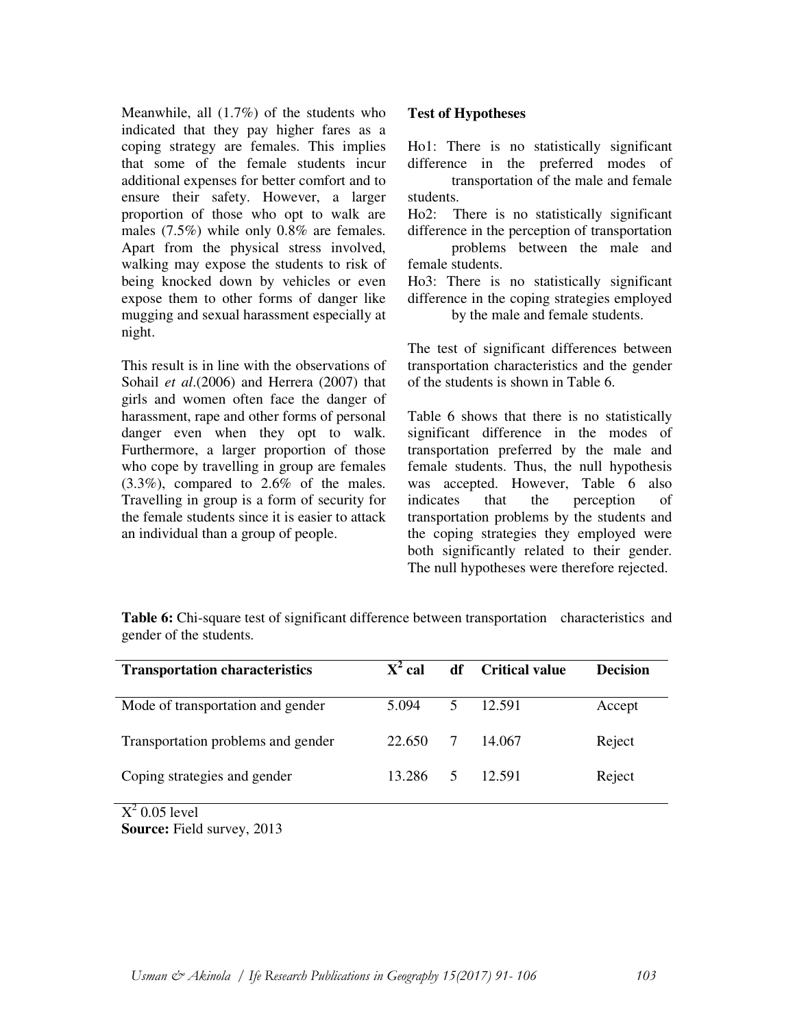Meanwhile, all (1.7%) of the students who indicated that they pay higher fares as a coping strategy are females. This implies that some of the female students incur additional expenses for better comfort and to ensure their safety. However, a larger proportion of those who opt to walk are males (7.5%) while only 0.8% are females. Apart from the physical stress involved, walking may expose the students to risk of being knocked down by vehicles or even expose them to other forms of danger like mugging and sexual harassment especially at night.

This result is in line with the observations of Sohail *et al*.(2006) and Herrera (2007) that girls and women often face the danger of harassment, rape and other forms of personal danger even when they opt to walk. Furthermore, a larger proportion of those who cope by travelling in group are females (3.3%), compared to 2.6% of the males. Travelling in group is a form of security for the female students since it is easier to attack an individual than a group of people.

**Test of Hypotheses**

Ho1: There is no statistically significant difference in the preferred modes of transportation of the male and female students.

Ho2: There is no statistically significant difference in the perception of transportation problems between the male and female students.

Ho3: There is no statistically significant difference in the coping strategies employed by the male and female students.

The test of significant differences between transportation characteristics and the gender of the students is shown in Table 6.

Table 6 shows that there is no statistically significant difference in the modes of transportation preferred by the male and female students. Thus, the null hypothesis was accepted. However, Table 6 also indicates that the perception of transportation problems by the students and the coping strategies they employed were both significantly related to their gender. The null hypotheses were therefore rejected.

**Table 6:** Chi-square test of significant difference between transportation characteristics and gender of the students.

| Transportation characteristics | $X^2$ cal | df | Critical value | Decision |
|---|---|---|---|---|
| Mode of transportation and gender | 5.094 | 5 | 12.591 | Accept |
| Transportation problems and gender | 22.650 | 7 | 14.067 | Reject |
| Coping strategies and gender | 13.286 | 5 | 12.591 | Reject |

$X^2$ 0.05 level

**Source:** Field survey, 2013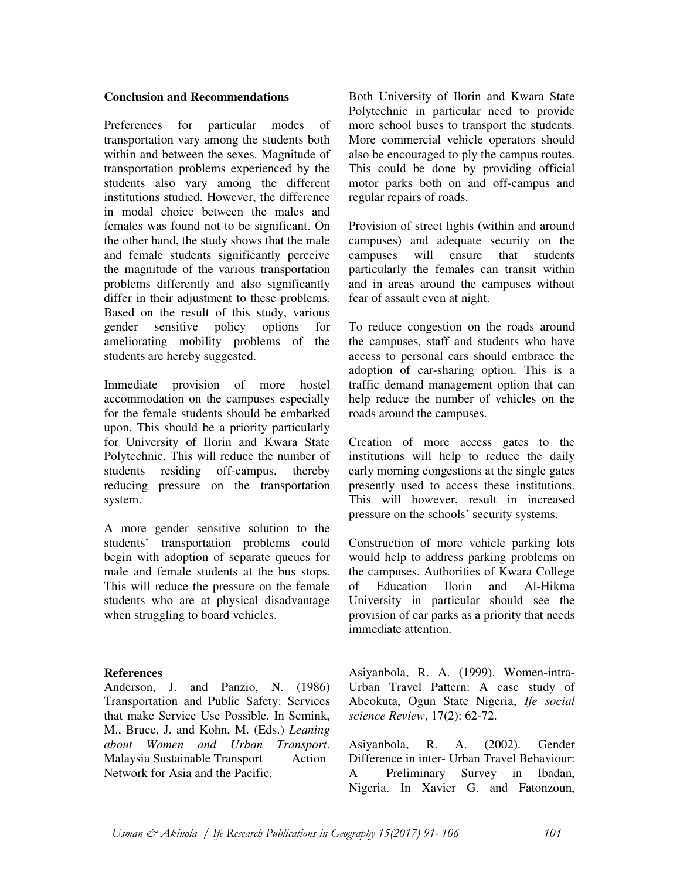## Conclusion and Recommendations

Preferences for particular modes of transportation vary among the students both within and between the sexes. Magnitude of transportation problems experienced by the students also vary among the different institutions studied. However, the difference in modal choice between the males and females was found not to be significant. On the other hand, the study shows that the male and female students significantly perceive the magnitude of the various transportation problems differently and also significantly differ in their adjustment to these problems. Based on the result of this study, various gender sensitive policy options for ameliorating mobility problems of the students are hereby suggested.

Immediate provision of more hostel accommodation on the campuses especially for the female students should be embarked upon. This should be a priority particularly for University of Ilorin and Kwara State Polytechnic. This will reduce the number of students residing off-campus, thereby reducing pressure on the transportation system.

A more gender sensitive solution to the students' transportation problems could begin with adoption of separate queues for male and female students at the bus stops. This will reduce the pressure on the female students who are at physical disadvantage when struggling to board vehicles.

Both University of Ilorin and Kwara State Polytechnic in particular need to provide more school buses to transport the students. More commercial vehicle operators should also be encouraged to ply the campus routes. This could be done by providing official motor parks both on and off-campus and regular repairs of roads.

Provision of street lights (within and around campuses) and adequate security on the campuses will ensure that students particularly the females can transit within and in areas around the campuses without fear of assault even at night.

To reduce congestion on the roads around the campuses, staff and students who have access to personal cars should embrace the adoption of car-sharing option. This is a traffic demand management option that can help reduce the number of vehicles on the roads around the campuses.

Creation of more access gates to the institutions will help to reduce the daily early morning congestions at the single gates presently used to access these institutions. This will however, result in increased pressure on the schools' security systems.

Construction of more vehicle parking lots would help to address parking problems on the campuses. Authorities of Kwara College of Education Ilorin and Al-Hikma University in particular should see the provision of car parks as a priority that needs immediate attention.

## References

Anderson, J. and Panzio, N. (1986) Transportation and Public Safety: Services that make Service Use Possible. In Scmink, M., Bruce, J. and Kohn, M. (Eds.) *Leaning about Women and Urban Transport*. Malaysia Sustainable Transport Action Network for Asia and the Pacific.

Asiyanbola, R. A. (1999). Women-intra-Urban Travel Pattern: A case study of Abeokuta, Ogun State Nigeria, *Ife social science Review*, 17(2): 62-72.

Asiyanbola, R. A. (2002). Gender Difference in inter- Urban Travel Behaviour: A Preliminary Survey in Ibadan, Nigeria. In Xavier G. and Fatonzoun,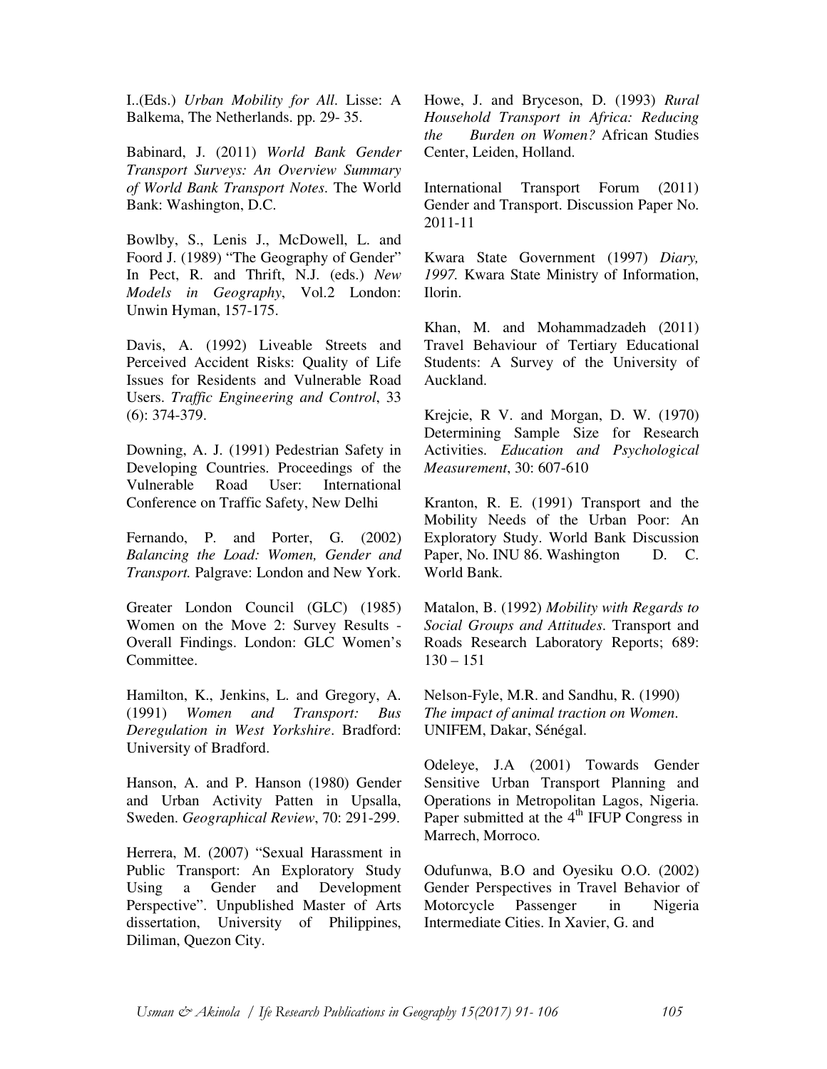I..(Eds.) *Urban Mobility for All*. Lisse: A Balkema, The Netherlands. pp. 29- 35.

Babinard, J. (2011) *World Bank Gender Transport Surveys: An Overview Summary of World Bank Transport Notes*. The World Bank: Washington, D.C.

Bowlby, S., Lenis J., McDowell, L. and Foord J. (1989) "The Geography of Gender" In Pect, R. and Thrift, N.J. (eds.) *New Models in Geography*, Vol.2 London: Unwin Hyman, 157-175.

Davis, A. (1992) Liveable Streets and Perceived Accident Risks: Quality of Life Issues for Residents and Vulnerable Road Users. *Traffic Engineering and Control*, 33 (6): 374-379.

Downing, A. J. (1991) Pedestrian Safety in Developing Countries. Proceedings of the Vulnerable Road User: International Conference on Traffic Safety, New Delhi

Fernando, P. and Porter, G. (2002) *Balancing the Load: Women, Gender and Transport.* Palgrave: London and New York.

Greater London Council (GLC) (1985) Women on the Move 2: Survey Results - Overall Findings. London: GLC Women's Committee.

Hamilton, K., Jenkins, L. and Gregory, A. (1991) *Women and Transport: Bus Deregulation in West Yorkshire*. Bradford: University of Bradford.

Hanson, A. and P. Hanson (1980) Gender and Urban Activity Patten in Upsalla, Sweden. *Geographical Review*, 70: 291-299.

Herrera, M. (2007) "Sexual Harassment in Public Transport: An Exploratory Study Using a Gender and Development Perspective". Unpublished Master of Arts dissertation, University of Philippines, Diliman, Quezon City.

Howe, J. and Bryceson, D. (1993) *Rural Household Transport in Africa: Reducing the Burden on Women?* African Studies Center, Leiden, Holland.

International Transport Forum (2011) Gender and Transport. Discussion Paper No. 2011-11

Kwara State Government (1997) *Diary, 1997.* Kwara State Ministry of Information, Ilorin.

Khan, M. and Mohammadzadeh (2011) Travel Behaviour of Tertiary Educational Students: A Survey of the University of Auckland.

Krejcie, R V. and Morgan, D. W. (1970) Determining Sample Size for Research Activities. *Education and Psychological Measurement*, 30: 607-610

Kranton, R. E. (1991) Transport and the Mobility Needs of the Urban Poor: An Exploratory Study. World Bank Discussion Paper, No. INU 86. Washington D. C. World Bank.

Matalon, B. (1992) *Mobility with Regards to Social Groups and Attitudes*. Transport and Roads Research Laboratory Reports; 689: 130 – 151

Nelson-Fyle, M.R. and Sandhu, R. (1990) *The impact of animal traction on Women*. UNIFEM, Dakar, Sénégal.

Odeleye, J.A (2001) Towards Gender Sensitive Urban Transport Planning and Operations in Metropolitan Lagos, Nigeria. Paper submitted at the 4th IFUP Congress in Marrech, Morroco.

Odufunwa, B.O and Oyesiku O.O. (2002) Gender Perspectives in Travel Behavior of Motorcycle Passenger in Nigeria Intermediate Cities. In Xavier, G. and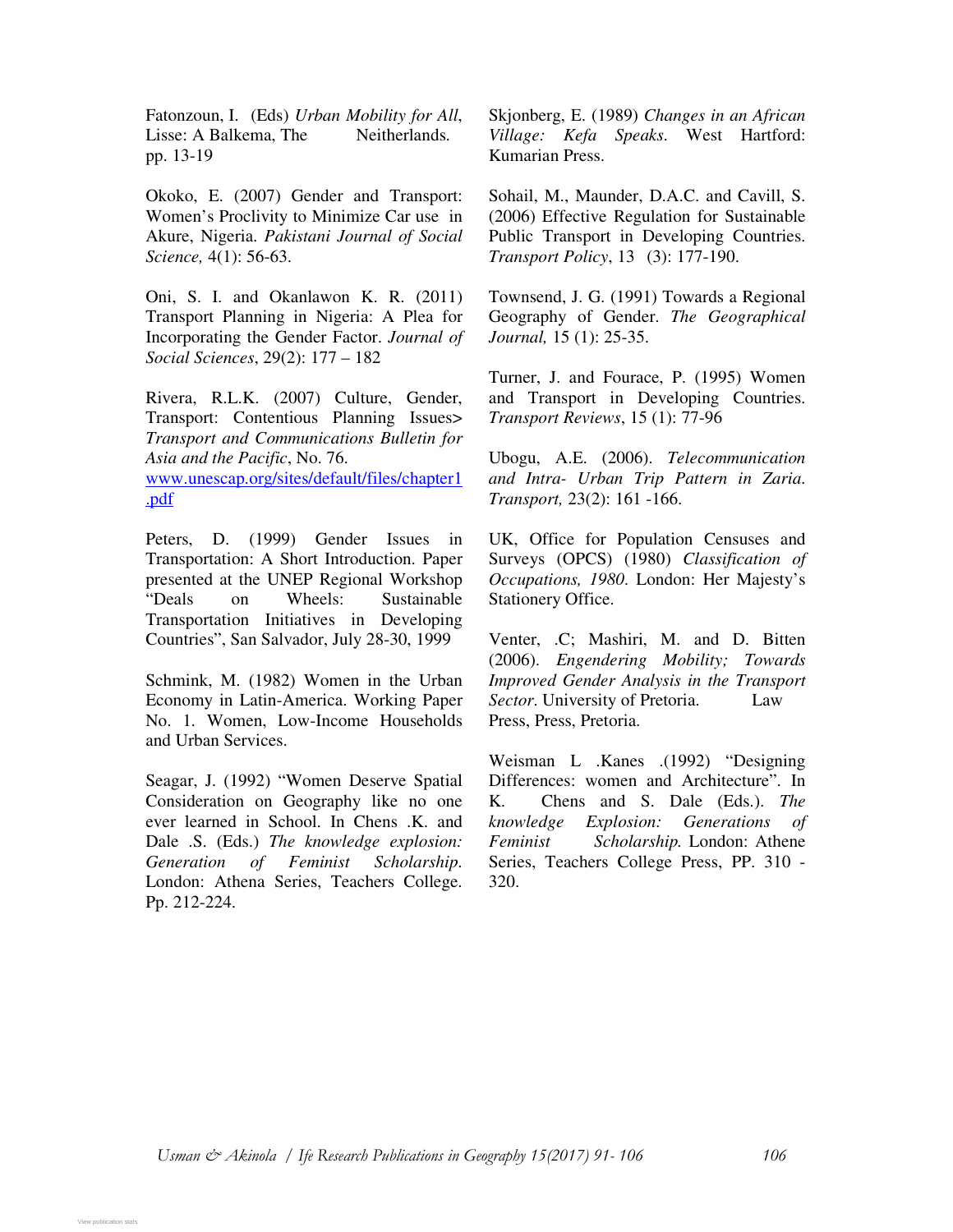Fatonzoun, I. (Eds) *Urban Mobility for All*, Lisse: A Balkema, The Neitherlands. pp. 13-19

Okoko, E. (2007) Gender and Transport: Women's Proclivity to Minimize Car use in Akure, Nigeria. *Pakistani Journal of Social Science,* 4(1): 56-63.

Oni, S. I. and Okanlawon K. R. (2011) Transport Planning in Nigeria: A Plea for Incorporating the Gender Factor. *Journal of Social Sciences*, 29(2): 177 – 182

Rivera, R.L.K. (2007) Culture, Gender, Transport: Contentious Planning Issues> *Transport and Communications Bulletin for Asia and the Pacific*, No. 76. [www.unescap.org/sites/default/files/chapter1.pdf](www.unescap.org/sites/default/files/chapter1.pdf)

Peters, D. (1999) Gender Issues in Transportation: A Short Introduction. Paper presented at the UNEP Regional Workshop "Deals on Wheels: Sustainable Transportation Initiatives in Developing Countries", San Salvador, July 28-30, 1999

Schmink, M. (1982) Women in the Urban Economy in Latin-America. Working Paper No. 1. Women, Low-Income Households and Urban Services.

Seagar, J. (1992) "Women Deserve Spatial Consideration on Geography like no one ever learned in School. In Chens .K. and Dale .S. (Eds.) *The knowledge explosion: Generation of Feminist Scholarship*. London: Athena Series, Teachers College. Pp. 212-224.

Skjonberg, E. (1989) *Changes in an African Village: Kefa Speaks*. West Hartford: Kumarian Press.

Sohail, M., Maunder, D.A.C. and Cavill, S. (2006) Effective Regulation for Sustainable Public Transport in Developing Countries. *Transport Policy*, 13 (3): 177-190.

Townsend, J. G. (1991) Towards a Regional Geography of Gender. *The Geographical Journal,* 15 (1): 25-35.

Turner, J. and Fourace, P. (1995) Women and Transport in Developing Countries. *Transport Reviews*, 15 (1): 77-96

Ubogu, A.E. (2006). *Telecommunication and Intra- Urban Trip Pattern in Zaria. Transport,* 23(2): 161 -166.

UK, Office for Population Censuses and Surveys (OPCS) (1980) *Classification of Occupations, 1980*. London: Her Majesty's Stationery Office.

Venter, .C; Mashiri, M. and D. Bitten (2006). *Engendering Mobility; Towards Improved Gender Analysis in the Transport Sector*. University of Pretoria. Law Press, Press, Pretoria.

Weisman L .Kanes .(1992) "Designing Differences: women and Architecture". In K. Chens and S. Dale (Eds.). *The knowledge Explosion: Generations of Feminist Scholarship.* London: Athene Series, Teachers College Press, PP. 310 - 320.